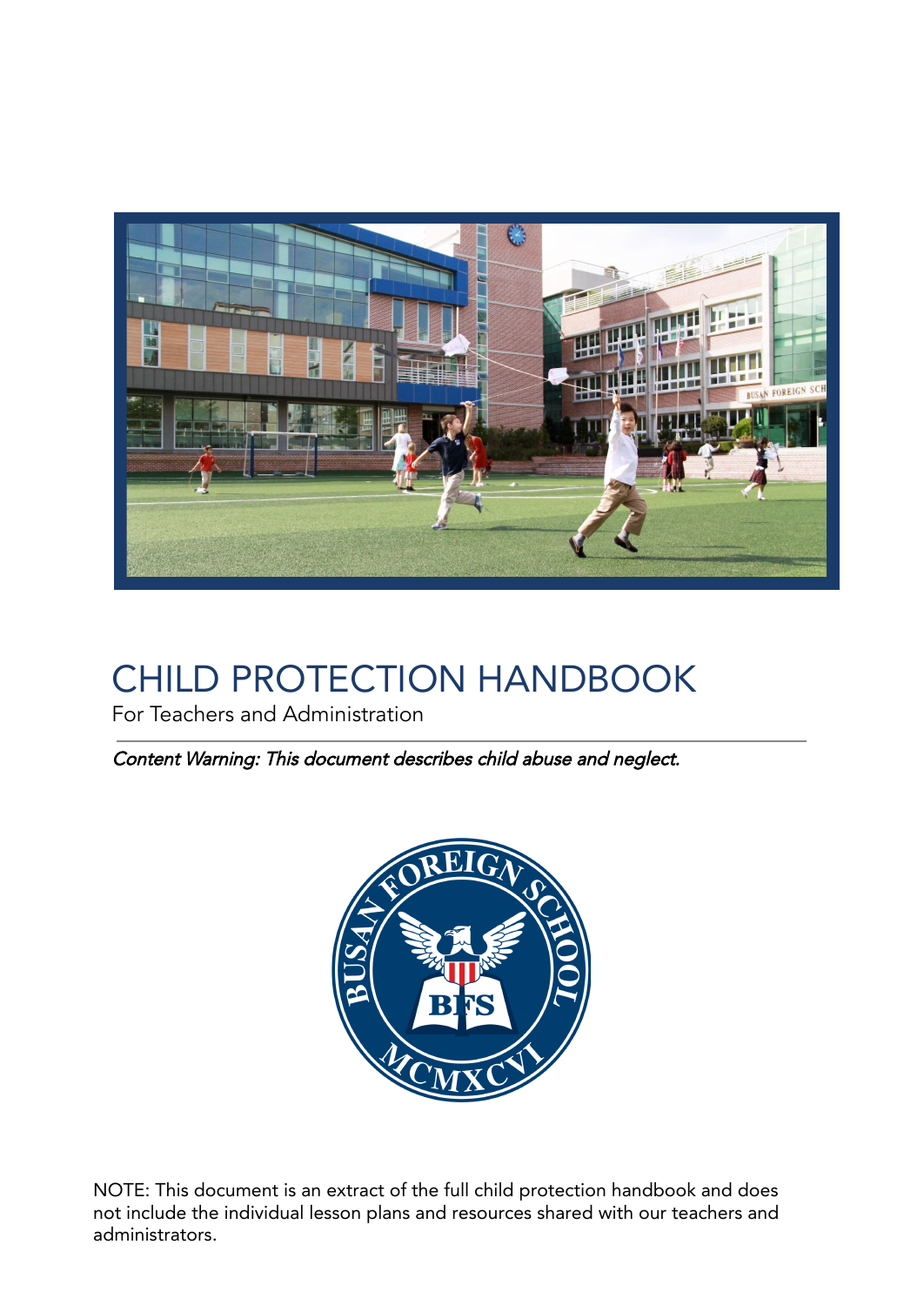# CHILD PROTECTION HANDBOOK

For Teachers and Administration

*Content Warning: This document describes child abuse and neglect.*

NOTE: This document is an extract of the full child protection handbook and does not include the individual lesson plans and resources shared with our teachers and administrators.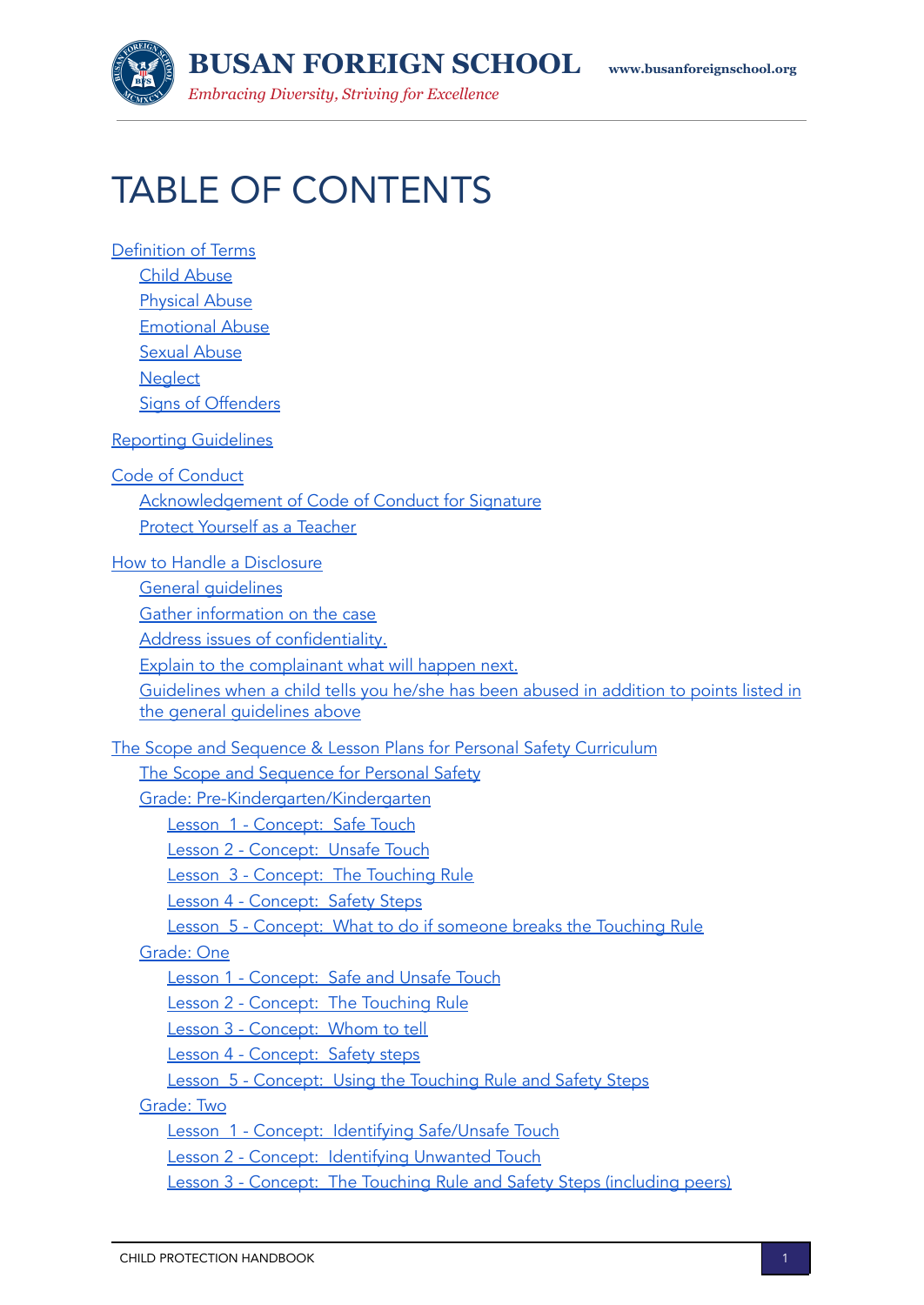# TABLE OF CONTENTS

- Definition of Terms
  - Child Abuse
  - Physical Abuse
  - Emotional Abuse
  - Sexual Abuse
  - Neglect
  - Signs of Offenders
- Reporting Guidelines
- Code of Conduct
  - Acknowledgement of Code of Conduct for Signature
  - Protect Yourself as a Teacher
- How to Handle a Disclosure
  - General guidelines
  - Gather information on the case
  - Address issues of confidentiality.
  - Explain to the complainant what will happen next.
  - Guidelines when a child tells you he/she has been abused in addition to points listed in the general guidelines above
- The Scope and Sequence & Lesson Plans for Personal Safety Curriculum
  - The Scope and Sequence for Personal Safety
  - Grade: Pre-Kindergarten/Kindergarten
    - Lesson 1 - Concept: Safe Touch
    - Lesson 2 - Concept: Unsafe Touch
    - Lesson 3 - Concept: The Touching Rule
    - Lesson 4 - Concept: Safety Steps
    - Lesson 5 - Concept: What to do if someone breaks the Touching Rule
  - Grade: One
    - Lesson 1 - Concept: Safe and Unsafe Touch
    - Lesson 2 - Concept: The Touching Rule
    - Lesson 3 - Concept: Whom to tell
    - Lesson 4 - Concept: Safety steps
    - Lesson 5 - Concept: Using the Touching Rule and Safety Steps
  - Grade: Two
    - Lesson 1 - Concept: Identifying Safe/Unsafe Touch
    - Lesson 2 - Concept: Identifying Unwanted Touch
    - Lesson 3 - Concept: The Touching Rule and Safety Steps (including peers)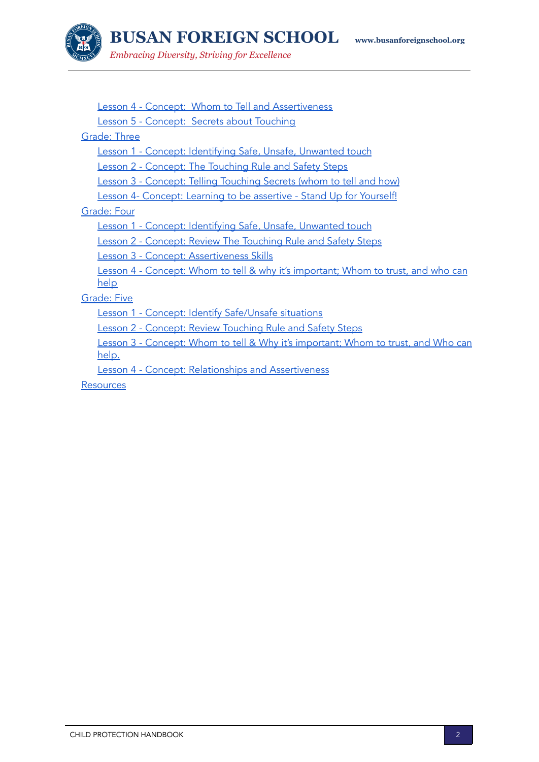- Lesson 4 - Concept:  Whom to Tell and Assertiveness
- Lesson 5 - Concept:  Secrets about Touching

Grade: Three

- Lesson 1 - Concept: Identifying Safe, Unsafe, Unwanted touch
- Lesson 2 - Concept: The Touching Rule and Safety Steps
- Lesson 3 - Concept: Telling Touching Secrets (whom to tell and how)
- Lesson 4- Concept: Learning to be assertive - Stand Up for Yourself!

Grade: Four

- Lesson 1 - Concept: Identifying Safe, Unsafe, Unwanted touch
- Lesson 2 - Concept: Review The Touching Rule and Safety Steps
- Lesson 3 - Concept: Assertiveness Skills
- Lesson 4 - Concept: Whom to tell & why it's important; Whom to trust, and who can help

Grade: Five

- Lesson 1 - Concept: Identify Safe/Unsafe situations
- Lesson 2 - Concept: Review Touching Rule and Safety Steps
- Lesson 3 - Concept: Whom to tell & Why it's important; Whom to trust, and Who can help.
- Lesson 4 - Concept: Relationships and Assertiveness

Resources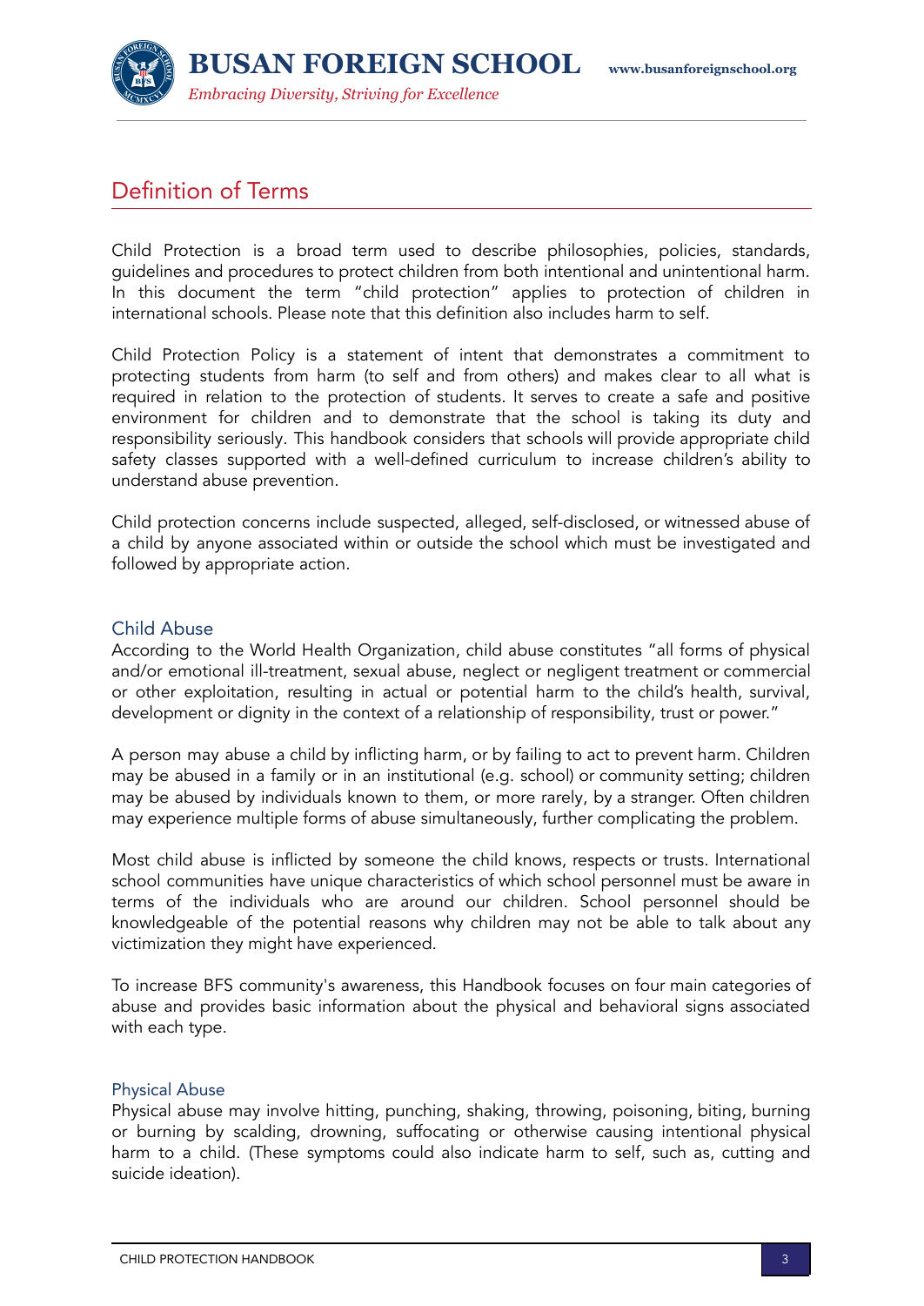## Definition of Terms

Child Protection is a broad term used to describe philosophies, policies, standards, guidelines and procedures to protect children from both intentional and unintentional harm. In this document the term "child protection" applies to protection of children in international schools. Please note that this definition also includes harm to self.

Child Protection Policy is a statement of intent that demonstrates a commitment to protecting students from harm (to self and from others) and makes clear to all what is required in relation to the protection of students. It serves to create a safe and positive environment for children and to demonstrate that the school is taking its duty and responsibility seriously. This handbook considers that schools will provide appropriate child safety classes supported with a well-defined curriculum to increase children's ability to understand abuse prevention.

Child protection concerns include suspected, alleged, self-disclosed, or witnessed abuse of a child by anyone associated within or outside the school which must be investigated and followed by appropriate action.

### Child Abuse

According to the World Health Organization, child abuse constitutes "all forms of physical and/or emotional ill-treatment, sexual abuse, neglect or negligent treatment or commercial or other exploitation, resulting in actual or potential harm to the child's health, survival, development or dignity in the context of a relationship of responsibility, trust or power."

A person may abuse a child by inflicting harm, or by failing to act to prevent harm. Children may be abused in a family or in an institutional (e.g. school) or community setting; children may be abused by individuals known to them, or more rarely, by a stranger. Often children may experience multiple forms of abuse simultaneously, further complicating the problem.

Most child abuse is inflicted by someone the child knows, respects or trusts. International school communities have unique characteristics of which school personnel must be aware in terms of the individuals who are around our children. School personnel should be knowledgeable of the potential reasons why children may not be able to talk about any victimization they might have experienced.

To increase BFS community's awareness, this Handbook focuses on four main categories of abuse and provides basic information about the physical and behavioral signs associated with each type.

### Physical Abuse

Physical abuse may involve hitting, punching, shaking, throwing, poisoning, biting, burning or burning by scalding, drowning, suffocating or otherwise causing intentional physical harm to a child. (These symptoms could also indicate harm to self, such as, cutting and suicide ideation).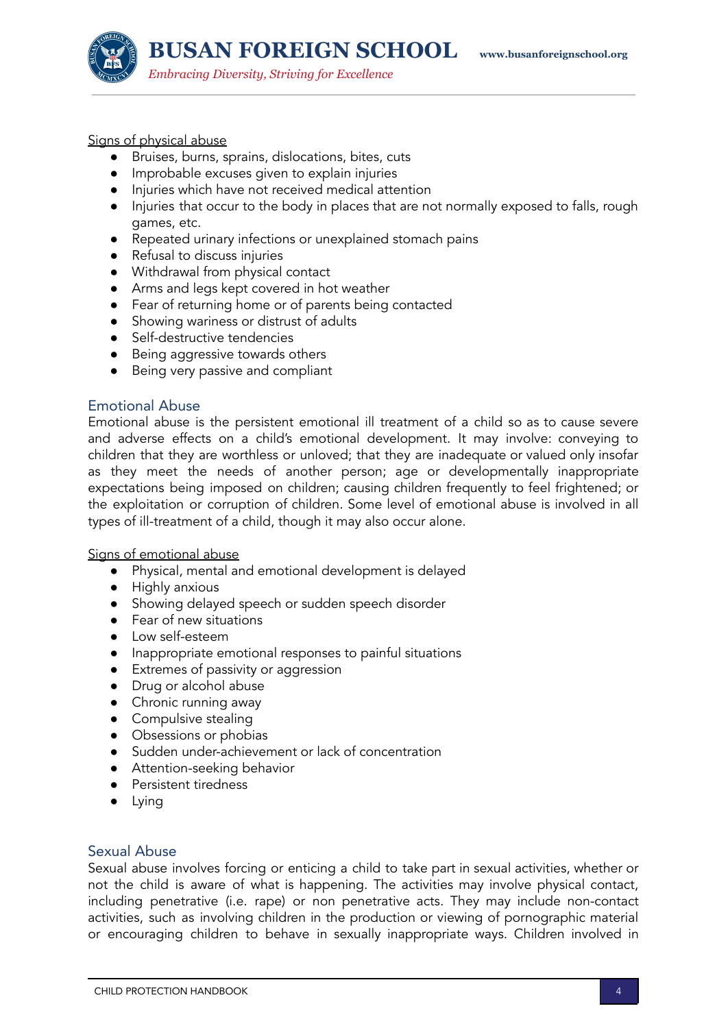Signs of physical abuse

- Bruises, burns, sprains, dislocations, bites, cuts
- Improbable excuses given to explain injuries
- Injuries which have not received medical attention
- Injuries that occur to the body in places that are not normally exposed to falls, rough games, etc.
- Repeated urinary infections or unexplained stomach pains
- Refusal to discuss injuries
- Withdrawal from physical contact
- Arms and legs kept covered in hot weather
- Fear of returning home or of parents being contacted
- Showing wariness or distrust of adults
- Self-destructive tendencies
- Being aggressive towards others
- Being very passive and compliant

## Emotional Abuse

Emotional abuse is the persistent emotional ill treatment of a child so as to cause severe and adverse effects on a child's emotional development. It may involve: conveying to children that they are worthless or unloved; that they are inadequate or valued only insofar as they meet the needs of another person; age or developmentally inappropriate expectations being imposed on children; causing children frequently to feel frightened; or the exploitation or corruption of children. Some level of emotional abuse is involved in all types of ill-treatment of a child, though it may also occur alone.

Signs of emotional abuse

- Physical, mental and emotional development is delayed
- Highly anxious
- Showing delayed speech or sudden speech disorder
- Fear of new situations
- Low self-esteem
- Inappropriate emotional responses to painful situations
- Extremes of passivity or aggression
- Drug or alcohol abuse
- Chronic running away
- Compulsive stealing
- Obsessions or phobias
- Sudden under-achievement or lack of concentration
- Attention-seeking behavior
- Persistent tiredness
- Lying

## Sexual Abuse

Sexual abuse involves forcing or enticing a child to take part in sexual activities, whether or not the child is aware of what is happening. The activities may involve physical contact, including penetrative (i.e. rape) or non penetrative acts. They may include non-contact activities, such as involving children in the production or viewing of pornographic material or encouraging children to behave in sexually inappropriate ways. Children involved in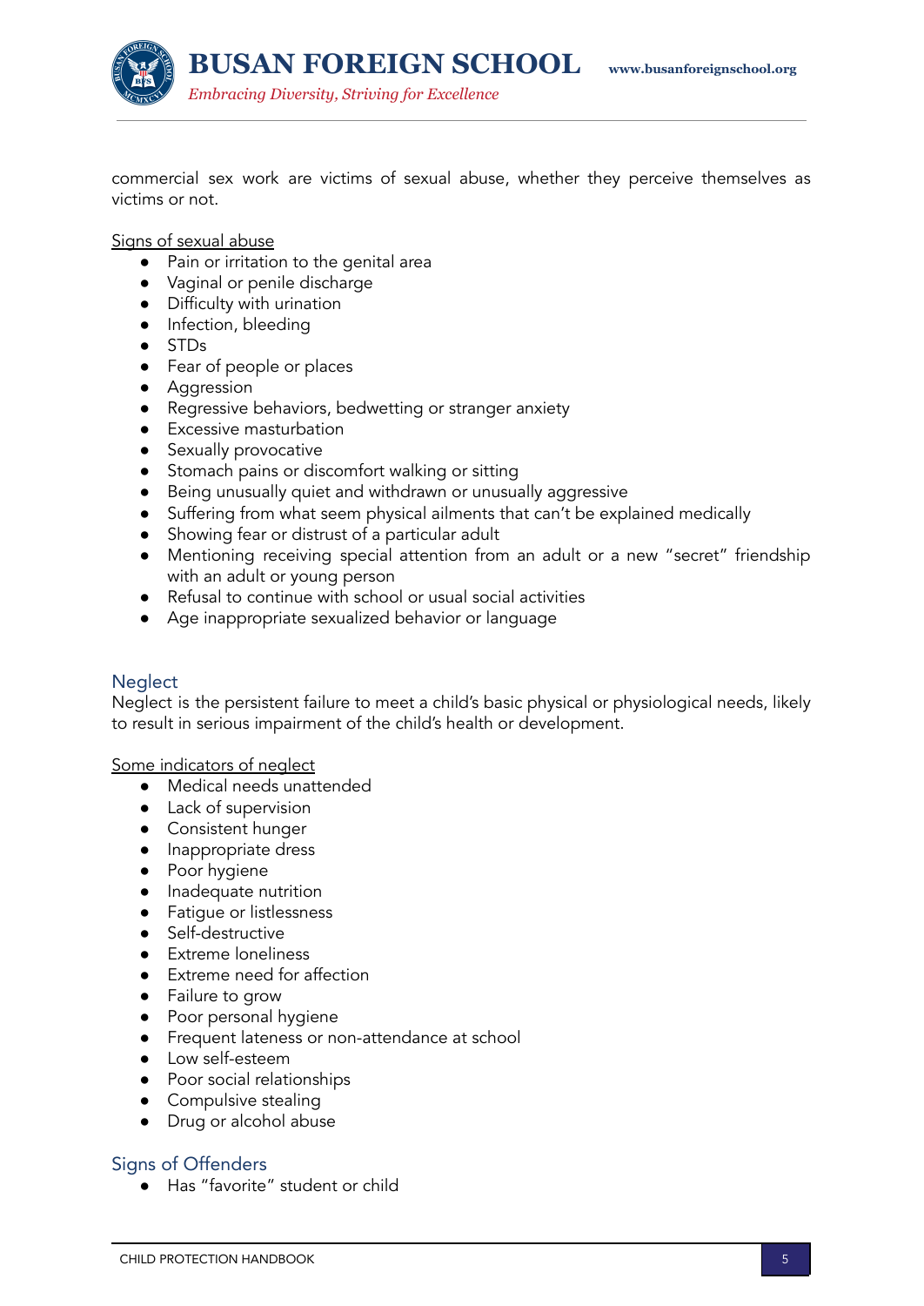commercial sex work are victims of sexual abuse, whether they perceive themselves as victims or not.

Signs of sexual abuse

- Pain or irritation to the genital area
- Vaginal or penile discharge
- Difficulty with urination
- Infection, bleeding
- STDs
- Fear of people or places
- Aggression
- Regressive behaviors, bedwetting or stranger anxiety
- Excessive masturbation
- Sexually provocative
- Stomach pains or discomfort walking or sitting
- Being unusually quiet and withdrawn or unusually aggressive
- Suffering from what seem physical ailments that can't be explained medically
- Showing fear or distrust of a particular adult
- Mentioning receiving special attention from an adult or a new "secret" friendship with an adult or young person
- Refusal to continue with school or usual social activities
- Age inappropriate sexualized behavior or language

## Neglect

Neglect is the persistent failure to meet a child's basic physical or physiological needs, likely to result in serious impairment of the child's health or development.

Some indicators of neglect

- Medical needs unattended
- Lack of supervision
- Consistent hunger
- Inappropriate dress
- Poor hygiene
- Inadequate nutrition
- Fatigue or listlessness
- Self-destructive
- Extreme loneliness
- Extreme need for affection
- Failure to grow
- Poor personal hygiene
- Frequent lateness or non-attendance at school
- Low self-esteem
- Poor social relationships
- Compulsive stealing
- Drug or alcohol abuse

## Signs of Offenders

- Has "favorite" student or child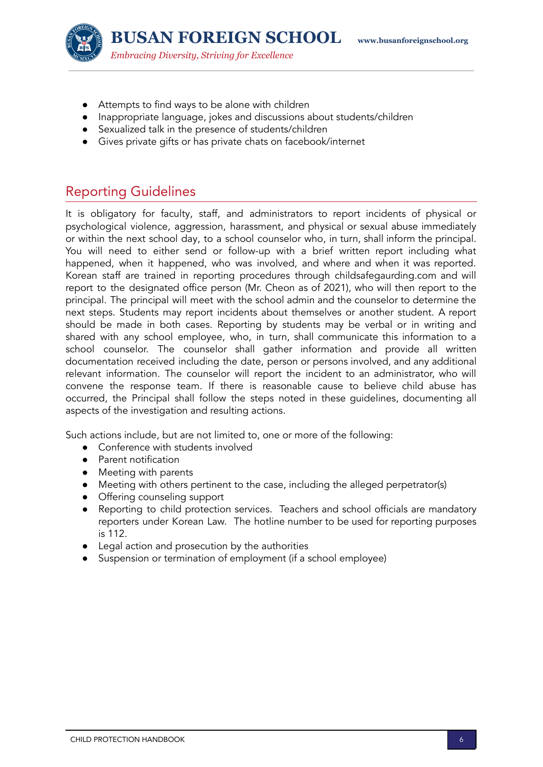- Attempts to find ways to be alone with children
- Inappropriate language, jokes and discussions about students/children
- Sexualized talk in the presence of students/children
- Gives private gifts or has private chats on facebook/internet

## Reporting Guidelines

It is obligatory for faculty, staff, and administrators to report incidents of physical or psychological violence, aggression, harassment, and physical or sexual abuse immediately or within the next school day, to a school counselor who, in turn, shall inform the principal. You will need to either send or follow-up with a brief written report including what happened, when it happened, who was involved, and where and when it was reported. Korean staff are trained in reporting procedures through childsafegaurding.com and will report to the designated office person (Mr. Cheon as of 2021), who will then report to the principal. The principal will meet with the school admin and the counselor to determine the next steps. Students may report incidents about themselves or another student. A report should be made in both cases. Reporting by students may be verbal or in writing and shared with any school employee, who, in turn, shall communicate this information to a school counselor. The counselor shall gather information and provide all written documentation received including the date, person or persons involved, and any additional relevant information. The counselor will report the incident to an administrator, who will convene the response team. If there is reasonable cause to believe child abuse has occurred, the Principal shall follow the steps noted in these guidelines, documenting all aspects of the investigation and resulting actions.

Such actions include, but are not limited to, one or more of the following:

- Conference with students involved
- Parent notification
- Meeting with parents
- Meeting with others pertinent to the case, including the alleged perpetrator(s)
- Offering counseling support
- Reporting to child protection services. Teachers and school officials are mandatory reporters under Korean Law. The hotline number to be used for reporting purposes is 112.
- Legal action and prosecution by the authorities
- Suspension or termination of employment (if a school employee)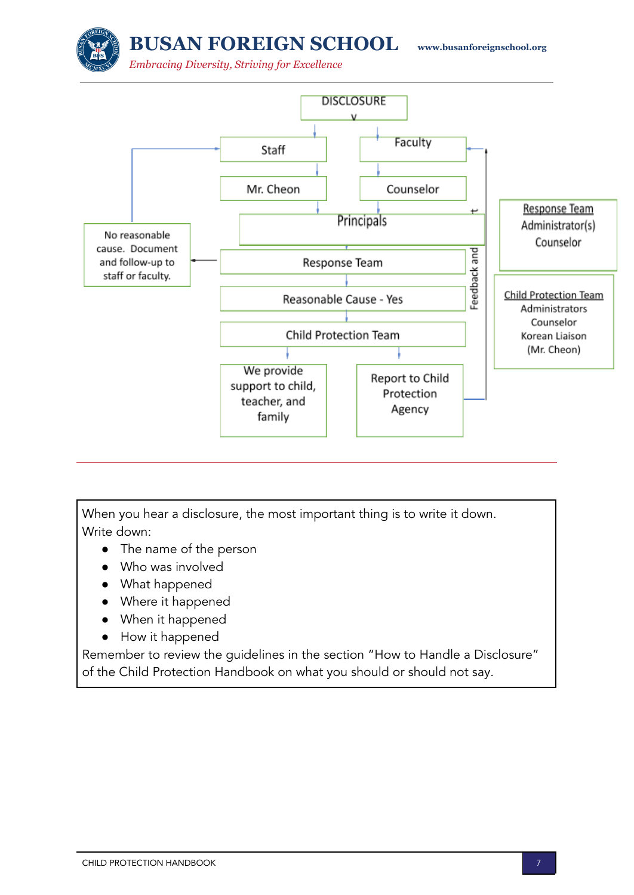DISCLOSURE

Staff → Mr. Cheon → Principals

Faculty → Counselor → Principals

Principals → Response Team

Response Team → No reasonable cause. Document and follow-up to staff or faculty.

Response Team → Reasonable Cause - Yes → Child Protection Team

Child Protection Team → We provide support to child, teacher, and family

Child Protection Team → Report to Child Protection Agency

Feedback and

**Response Team**
Administrator(s)
Counselor

**Child Protection Team**
Administrators
Counselor
Korean Liaison
(Mr. Cheon)

---

When you hear a disclosure, the most important thing is to write it down.
Write down:

- The name of the person
- Who was involved
- What happened
- Where it happened
- When it happened
- How it happened

Remember to review the guidelines in the section "How to Handle a Disclosure" of the Child Protection Handbook on what you should or should not say.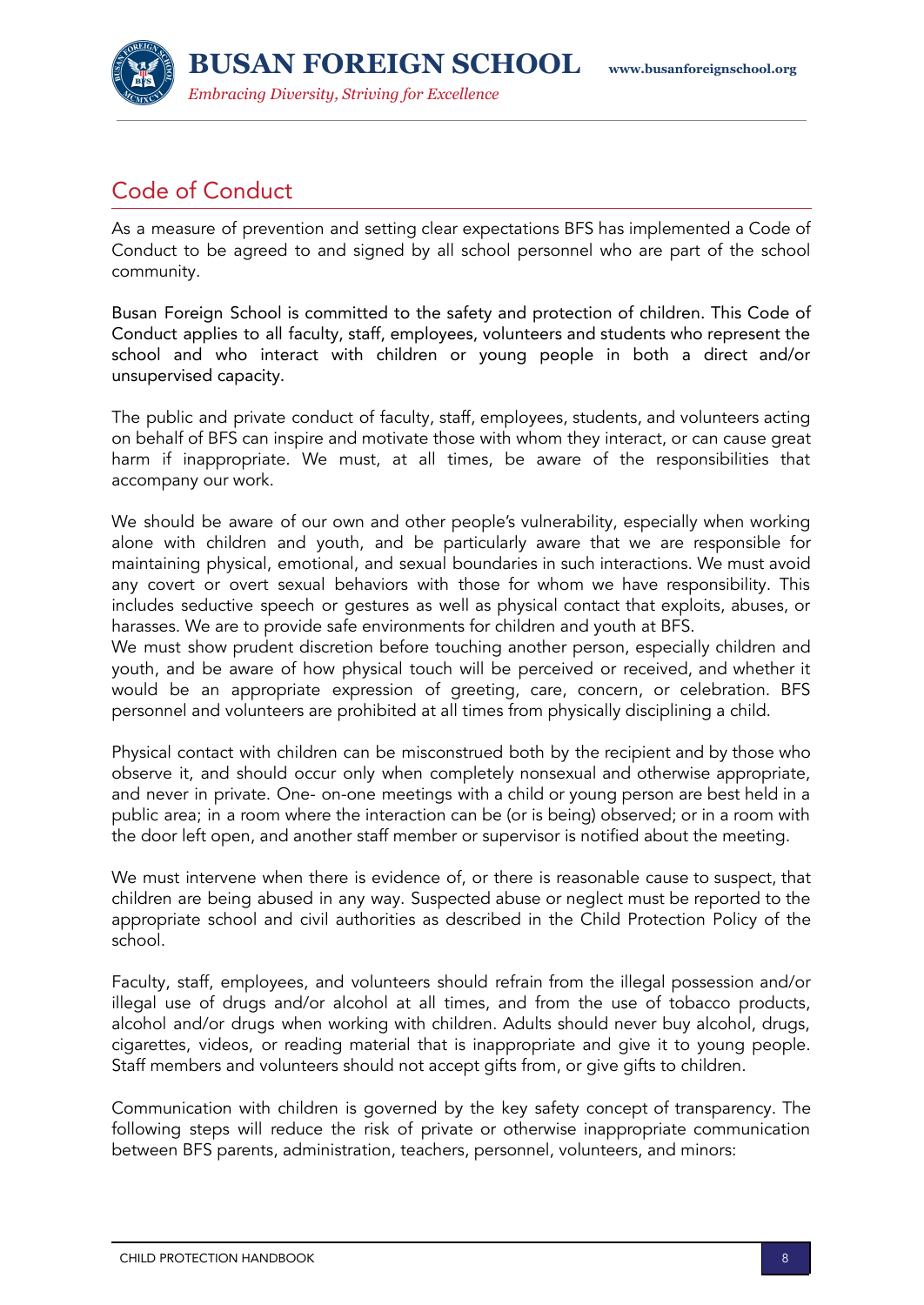## Code of Conduct

As a measure of prevention and setting clear expectations BFS has implemented a Code of Conduct to be agreed to and signed by all school personnel who are part of the school community.

Busan Foreign School is committed to the safety and protection of children. This Code of Conduct applies to all faculty, staff, employees, volunteers and students who represent the school and who interact with children or young people in both a direct and/or unsupervised capacity.

The public and private conduct of faculty, staff, employees, students, and volunteers acting on behalf of BFS can inspire and motivate those with whom they interact, or can cause great harm if inappropriate. We must, at all times, be aware of the responsibilities that accompany our work.

We should be aware of our own and other people's vulnerability, especially when working alone with children and youth, and be particularly aware that we are responsible for maintaining physical, emotional, and sexual boundaries in such interactions. We must avoid any covert or overt sexual behaviors with those for whom we have responsibility. This includes seductive speech or gestures as well as physical contact that exploits, abuses, or harasses. We are to provide safe environments for children and youth at BFS.

We must show prudent discretion before touching another person, especially children and youth, and be aware of how physical touch will be perceived or received, and whether it would be an appropriate expression of greeting, care, concern, or celebration. BFS personnel and volunteers are prohibited at all times from physically disciplining a child.

Physical contact with children can be misconstrued both by the recipient and by those who observe it, and should occur only when completely nonsexual and otherwise appropriate, and never in private. One- on-one meetings with a child or young person are best held in a public area; in a room where the interaction can be (or is being) observed; or in a room with the door left open, and another staff member or supervisor is notified about the meeting.

We must intervene when there is evidence of, or there is reasonable cause to suspect, that children are being abused in any way. Suspected abuse or neglect must be reported to the appropriate school and civil authorities as described in the Child Protection Policy of the school.

Faculty, staff, employees, and volunteers should refrain from the illegal possession and/or illegal use of drugs and/or alcohol at all times, and from the use of tobacco products, alcohol and/or drugs when working with children. Adults should never buy alcohol, drugs, cigarettes, videos, or reading material that is inappropriate and give it to young people. Staff members and volunteers should not accept gifts from, or give gifts to children.

Communication with children is governed by the key safety concept of transparency. The following steps will reduce the risk of private or otherwise inappropriate communication between BFS parents, administration, teachers, personnel, volunteers, and minors: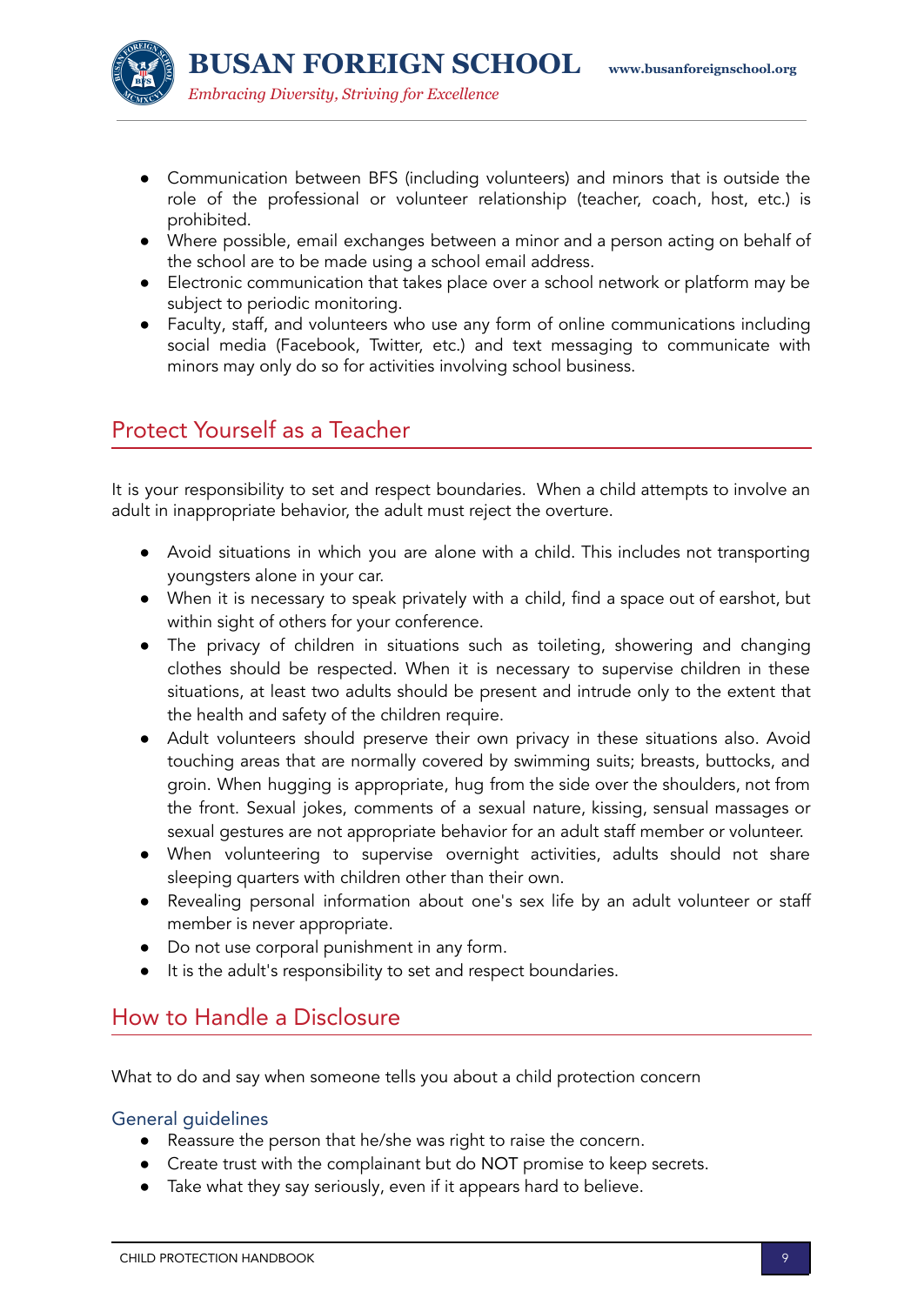- Communication between BFS (including volunteers) and minors that is outside the role of the professional or volunteer relationship (teacher, coach, host, etc.) is prohibited.
- Where possible, email exchanges between a minor and a person acting on behalf of the school are to be made using a school email address.
- Electronic communication that takes place over a school network or platform may be subject to periodic monitoring.
- Faculty, staff, and volunteers who use any form of online communications including social media (Facebook, Twitter, etc.) and text messaging to communicate with minors may only do so for activities involving school business.

## Protect Yourself as a Teacher

It is your responsibility to set and respect boundaries. When a child attempts to involve an adult in inappropriate behavior, the adult must reject the overture.

- Avoid situations in which you are alone with a child. This includes not transporting youngsters alone in your car.
- When it is necessary to speak privately with a child, find a space out of earshot, but within sight of others for your conference.
- The privacy of children in situations such as toileting, showering and changing clothes should be respected. When it is necessary to supervise children in these situations, at least two adults should be present and intrude only to the extent that the health and safety of the children require.
- Adult volunteers should preserve their own privacy in these situations also. Avoid touching areas that are normally covered by swimming suits; breasts, buttocks, and groin. When hugging is appropriate, hug from the side over the shoulders, not from the front. Sexual jokes, comments of a sexual nature, kissing, sensual massages or sexual gestures are not appropriate behavior for an adult staff member or volunteer.
- When volunteering to supervise overnight activities, adults should not share sleeping quarters with children other than their own.
- Revealing personal information about one's sex life by an adult volunteer or staff member is never appropriate.
- Do not use corporal punishment in any form.
- It is the adult's responsibility to set and respect boundaries.

## How to Handle a Disclosure

What to do and say when someone tells you about a child protection concern

### General guidelines

- Reassure the person that he/she was right to raise the concern.
- Create trust with the complainant but do NOT promise to keep secrets.
- Take what they say seriously, even if it appears hard to believe.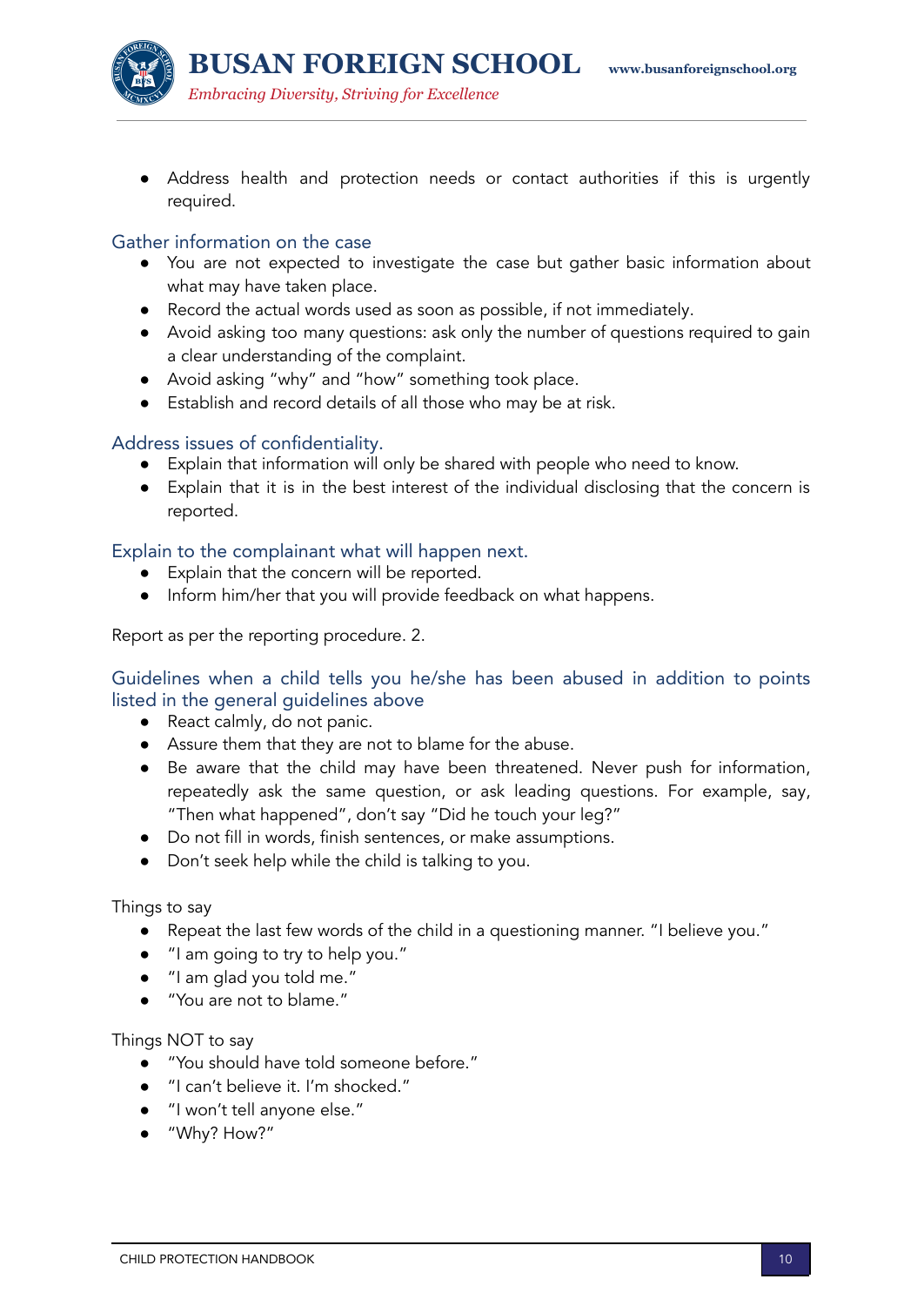- Address health and protection needs or contact authorities if this is urgently required.

### Gather information on the case

- You are not expected to investigate the case but gather basic information about what may have taken place.
- Record the actual words used as soon as possible, if not immediately.
- Avoid asking too many questions: ask only the number of questions required to gain a clear understanding of the complaint.
- Avoid asking "why" and "how" something took place.
- Establish and record details of all those who may be at risk.

### Address issues of confidentiality.

- Explain that information will only be shared with people who need to know.
- Explain that it is in the best interest of the individual disclosing that the concern is reported.

### Explain to the complainant what will happen next.

- Explain that the concern will be reported.
- Inform him/her that you will provide feedback on what happens.

Report as per the reporting procedure. 2.

### Guidelines when a child tells you he/she has been abused in addition to points listed in the general guidelines above

- React calmly, do not panic.
- Assure them that they are not to blame for the abuse.
- Be aware that the child may have been threatened. Never push for information, repeatedly ask the same question, or ask leading questions. For example, say, "Then what happened", don't say "Did he touch your leg?"
- Do not fill in words, finish sentences, or make assumptions.
- Don't seek help while the child is talking to you.

Things to say

- Repeat the last few words of the child in a questioning manner. "I believe you."
- "I am going to try to help you."
- "I am glad you told me."
- "You are not to blame."

Things NOT to say

- "You should have told someone before."
- "I can't believe it. I'm shocked."
- "I won't tell anyone else."
- "Why? How?"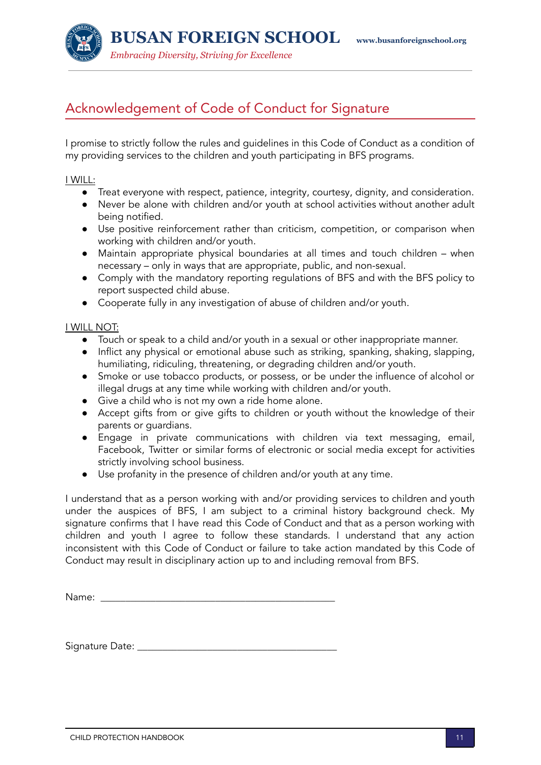## Acknowledgement of Code of Conduct for Signature

I promise to strictly follow the rules and guidelines in this Code of Conduct as a condition of my providing services to the children and youth participating in BFS programs.

I WILL:

- Treat everyone with respect, patience, integrity, courtesy, dignity, and consideration.
- Never be alone with children and/or youth at school activities without another adult being notified.
- Use positive reinforcement rather than criticism, competition, or comparison when working with children and/or youth.
- Maintain appropriate physical boundaries at all times and touch children – when necessary – only in ways that are appropriate, public, and non-sexual.
- Comply with the mandatory reporting regulations of BFS and with the BFS policy to report suspected child abuse.
- Cooperate fully in any investigation of abuse of children and/or youth.

I WILL NOT:

- Touch or speak to a child and/or youth in a sexual or other inappropriate manner.
- Inflict any physical or emotional abuse such as striking, spanking, shaking, slapping, humiliating, ridiculing, threatening, or degrading children and/or youth.
- Smoke or use tobacco products, or possess, or be under the influence of alcohol or illegal drugs at any time while working with children and/or youth.
- Give a child who is not my own a ride home alone.
- Accept gifts from or give gifts to children or youth without the knowledge of their parents or guardians.
- Engage in private communications with children via text messaging, email, Facebook, Twitter or similar forms of electronic or social media except for activities strictly involving school business.
- Use profanity in the presence of children and/or youth at any time.

I understand that as a person working with and/or providing services to children and youth under the auspices of BFS, I am subject to a criminal history background check. My signature confirms that I have read this Code of Conduct and that as a person working with children and youth I agree to follow these standards. I understand that any action inconsistent with this Code of Conduct or failure to take action mandated by this Code of Conduct may result in disciplinary action up to and including removal from BFS.

Name: ______________________________________________

Signature Date: ________________________________________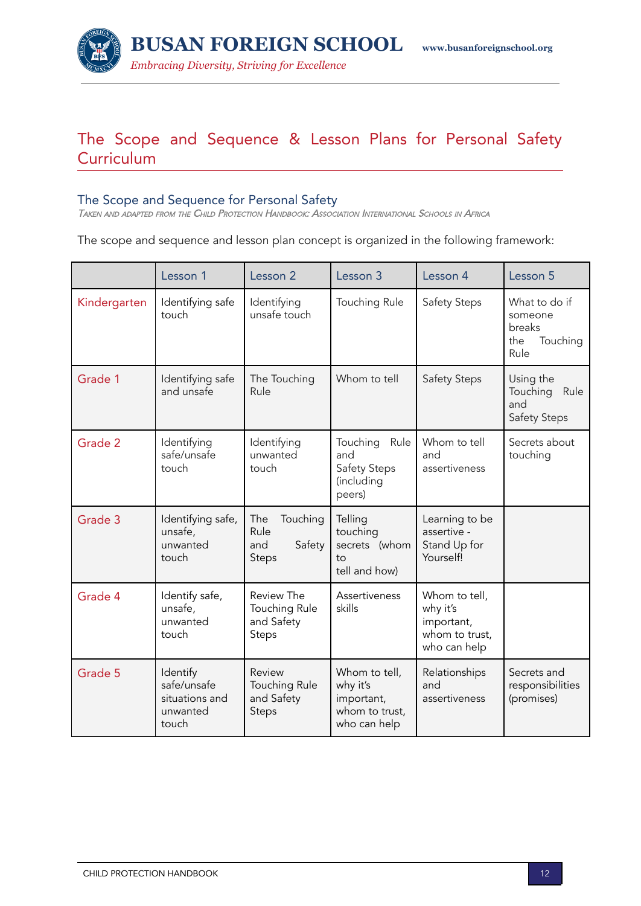# The Scope and Sequence & Lesson Plans for Personal Safety Curriculum

## The Scope and Sequence for Personal Safety

*Taken and adapted from the Child Protection Handbook: Association International Schools in Africa*

The scope and sequence and lesson plan concept is organized in the following framework:

| | Lesson 1 | Lesson 2 | Lesson 3 | Lesson 4 | Lesson 5 |
|---|---|---|---|---|---|
| Kindergarten | Identifying safe touch | Identifying unsafe touch | Touching Rule | Safety Steps | What to do if someone breaks the Touching Rule |
| Grade 1 | Identifying safe and unsafe | The Touching Rule | Whom to tell | Safety Steps | Using the Touching Rule and Safety Steps |
| Grade 2 | Identifying safe/unsafe touch | Identifying unwanted touch | Touching Rule and Safety Steps (including peers) | Whom to tell and assertiveness | Secrets about touching |
| Grade 3 | Identifying safe, unsafe, unwanted touch | The Touching Rule and Safety Steps | Telling touching secrets (whom to tell and how) | Learning to be assertive - Stand Up for Yourself! | |
| Grade 4 | Identify safe, unsafe, unwanted touch | Review The Touching Rule and Safety Steps | Assertiveness skills | Whom to tell, why it's important, whom to trust, who can help | |
| Grade 5 | Identify safe/unsafe situations and unwanted touch | Review Touching Rule and Safety Steps | Whom to tell, why it's important, whom to trust, who can help | Relationships and assertiveness | Secrets and responsibilities (promises) |